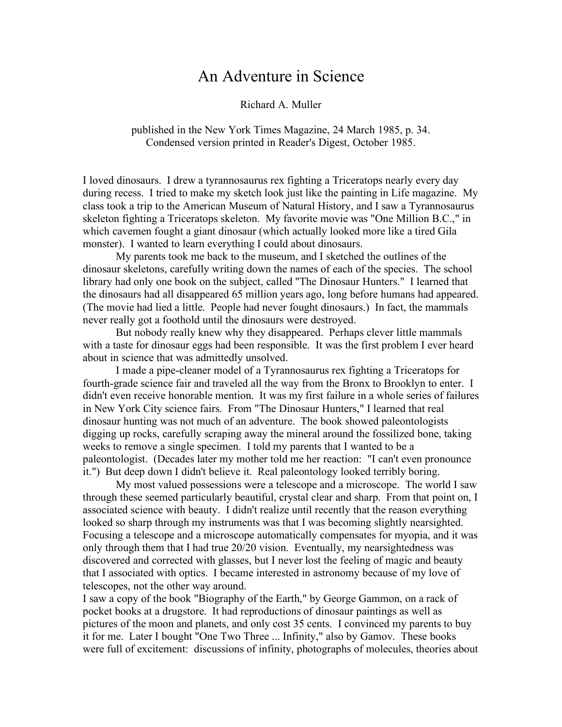# An Adventure in Science

Richard A. Muller

published in the New York Times Magazine, 24 March 1985, p. 34.
Condensed version printed in Reader's Digest, October 1985.

I loved dinosaurs. I drew a tyrannosaurus rex fighting a Triceratops nearly every day during recess. I tried to make my sketch look just like the painting in Life magazine. My class took a trip to the American Museum of Natural History, and I saw a Tyrannosaurus skeleton fighting a Triceratops skeleton. My favorite movie was "One Million B.C.," in which cavemen fought a giant dinosaur (which actually looked more like a tired Gila monster). I wanted to learn everything I could about dinosaurs.

My parents took me back to the museum, and I sketched the outlines of the dinosaur skeletons, carefully writing down the names of each of the species. The school library had only one book on the subject, called "The Dinosaur Hunters." I learned that the dinosaurs had all disappeared 65 million years ago, long before humans had appeared. (The movie had lied a little. People had never fought dinosaurs.) In fact, the mammals never really got a foothold until the dinosaurs were destroyed.

But nobody really knew why they disappeared. Perhaps clever little mammals with a taste for dinosaur eggs had been responsible. It was the first problem I ever heard about in science that was admittedly unsolved.

I made a pipe-cleaner model of a Tyrannosaurus rex fighting a Triceratops for fourth-grade science fair and traveled all the way from the Bronx to Brooklyn to enter. I didn't even receive honorable mention. It was my first failure in a whole series of failures in New York City science fairs. From "The Dinosaur Hunters," I learned that real dinosaur hunting was not much of an adventure. The book showed paleontologists digging up rocks, carefully scraping away the mineral around the fossilized bone, taking weeks to remove a single specimen. I told my parents that I wanted to be a paleontologist. (Decades later my mother told me her reaction: "I can't even pronounce it.") But deep down I didn't believe it. Real paleontology looked terribly boring.

My most valued possessions were a telescope and a microscope. The world I saw through these seemed particularly beautiful, crystal clear and sharp. From that point on, I associated science with beauty. I didn't realize until recently that the reason everything looked so sharp through my instruments was that I was becoming slightly nearsighted. Focusing a telescope and a microscope automatically compensates for myopia, and it was only through them that I had true 20/20 vision. Eventually, my nearsightedness was discovered and corrected with glasses, but I never lost the feeling of magic and beauty that I associated with optics. I became interested in astronomy because of my love of telescopes, not the other way around.

I saw a copy of the book "Biography of the Earth," by George Gammon, on a rack of pocket books at a drugstore. It had reproductions of dinosaur paintings as well as pictures of the moon and planets, and only cost 35 cents. I convinced my parents to buy it for me. Later I bought "One Two Three ... Infinity," also by Gamov. These books were full of excitement: discussions of infinity, photographs of molecules, theories about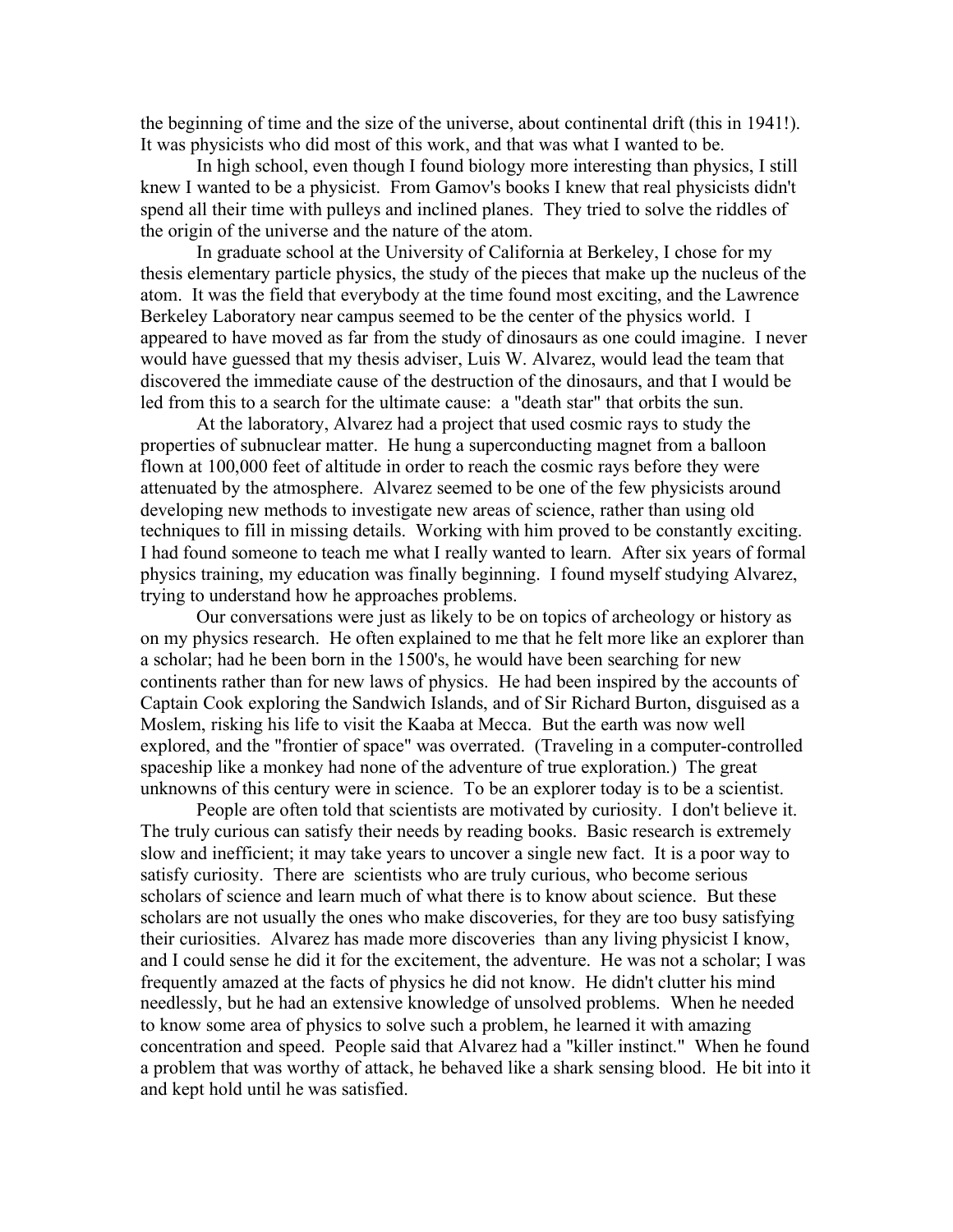the beginning of time and the size of the universe, about continental drift (this in 1941!). It was physicists who did most of this work, and that was what I wanted to be.

In high school, even though I found biology more interesting than physics, I still knew I wanted to be a physicist. From Gamov's books I knew that real physicists didn't spend all their time with pulleys and inclined planes. They tried to solve the riddles of the origin of the universe and the nature of the atom.

In graduate school at the University of California at Berkeley, I chose for my thesis elementary particle physics, the study of the pieces that make up the nucleus of the atom. It was the field that everybody at the time found most exciting, and the Lawrence Berkeley Laboratory near campus seemed to be the center of the physics world. I appeared to have moved as far from the study of dinosaurs as one could imagine. I never would have guessed that my thesis adviser, Luis W. Alvarez, would lead the team that discovered the immediate cause of the destruction of the dinosaurs, and that I would be led from this to a search for the ultimate cause: a "death star" that orbits the sun.

At the laboratory, Alvarez had a project that used cosmic rays to study the properties of subnuclear matter. He hung a superconducting magnet from a balloon flown at 100,000 feet of altitude in order to reach the cosmic rays before they were attenuated by the atmosphere. Alvarez seemed to be one of the few physicists around developing new methods to investigate new areas of science, rather than using old techniques to fill in missing details. Working with him proved to be constantly exciting. I had found someone to teach me what I really wanted to learn. After six years of formal physics training, my education was finally beginning. I found myself studying Alvarez, trying to understand how he approaches problems.

Our conversations were just as likely to be on topics of archeology or history as on my physics research. He often explained to me that he felt more like an explorer than a scholar; had he been born in the 1500's, he would have been searching for new continents rather than for new laws of physics. He had been inspired by the accounts of Captain Cook exploring the Sandwich Islands, and of Sir Richard Burton, disguised as a Moslem, risking his life to visit the Kaaba at Mecca. But the earth was now well explored, and the "frontier of space" was overrated. (Traveling in a computer-controlled spaceship like a monkey had none of the adventure of true exploration.) The great unknowns of this century were in science. To be an explorer today is to be a scientist.

People are often told that scientists are motivated by curiosity. I don't believe it. The truly curious can satisfy their needs by reading books. Basic research is extremely slow and inefficient; it may take years to uncover a single new fact. It is a poor way to satisfy curiosity. There are scientists who are truly curious, who become serious scholars of science and learn much of what there is to know about science. But these scholars are not usually the ones who make discoveries, for they are too busy satisfying their curiosities. Alvarez has made more discoveries than any living physicist I know, and I could sense he did it for the excitement, the adventure. He was not a scholar; I was frequently amazed at the facts of physics he did not know. He didn't clutter his mind needlessly, but he had an extensive knowledge of unsolved problems. When he needed to know some area of physics to solve such a problem, he learned it with amazing concentration and speed. People said that Alvarez had a "killer instinct." When he found a problem that was worthy of attack, he behaved like a shark sensing blood. He bit into it and kept hold until he was satisfied.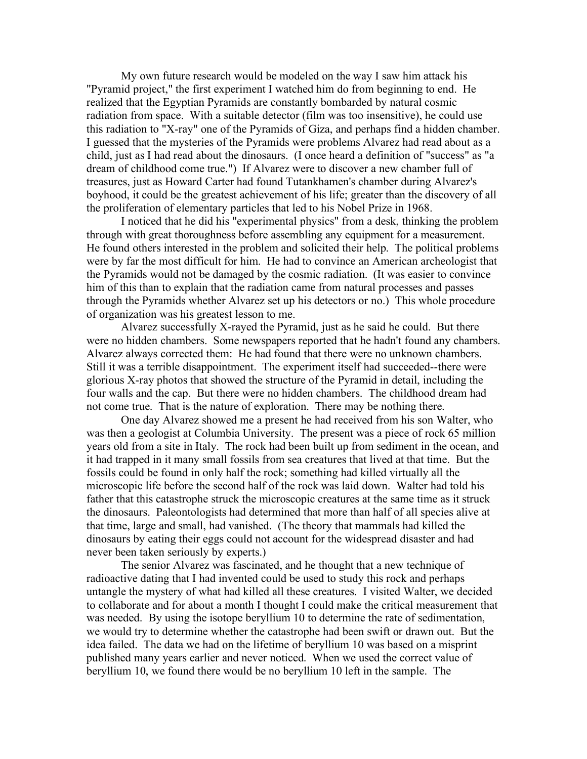My own future research would be modeled on the way I saw him attack his "Pyramid project," the first experiment I watched him do from beginning to end. He realized that the Egyptian Pyramids are constantly bombarded by natural cosmic radiation from space. With a suitable detector (film was too insensitive), he could use this radiation to "X-ray" one of the Pyramids of Giza, and perhaps find a hidden chamber. I guessed that the mysteries of the Pyramids were problems Alvarez had read about as a child, just as I had read about the dinosaurs. (I once heard a definition of "success" as "a dream of childhood come true.") If Alvarez were to discover a new chamber full of treasures, just as Howard Carter had found Tutankhamen's chamber during Alvarez's boyhood, it could be the greatest achievement of his life; greater than the discovery of all the proliferation of elementary particles that led to his Nobel Prize in 1968.

I noticed that he did his "experimental physics" from a desk, thinking the problem through with great thoroughness before assembling any equipment for a measurement. He found others interested in the problem and solicited their help. The political problems were by far the most difficult for him. He had to convince an American archeologist that the Pyramids would not be damaged by the cosmic radiation. (It was easier to convince him of this than to explain that the radiation came from natural processes and passes through the Pyramids whether Alvarez set up his detectors or no.) This whole procedure of organization was his greatest lesson to me.

Alvarez successfully X-rayed the Pyramid, just as he said he could. But there were no hidden chambers. Some newspapers reported that he hadn't found any chambers. Alvarez always corrected them: He had found that there were no unknown chambers. Still it was a terrible disappointment. The experiment itself had succeeded--there were glorious X-ray photos that showed the structure of the Pyramid in detail, including the four walls and the cap. But there were no hidden chambers. The childhood dream had not come true. That is the nature of exploration. There may be nothing there.

One day Alvarez showed me a present he had received from his son Walter, who was then a geologist at Columbia University. The present was a piece of rock 65 million years old from a site in Italy. The rock had been built up from sediment in the ocean, and it had trapped in it many small fossils from sea creatures that lived at that time. But the fossils could be found in only half the rock; something had killed virtually all the microscopic life before the second half of the rock was laid down. Walter had told his father that this catastrophe struck the microscopic creatures at the same time as it struck the dinosaurs. Paleontologists had determined that more than half of all species alive at that time, large and small, had vanished. (The theory that mammals had killed the dinosaurs by eating their eggs could not account for the widespread disaster and had never been taken seriously by experts.)

The senior Alvarez was fascinated, and he thought that a new technique of radioactive dating that I had invented could be used to study this rock and perhaps untangle the mystery of what had killed all these creatures. I visited Walter, we decided to collaborate and for about a month I thought I could make the critical measurement that was needed. By using the isotope beryllium 10 to determine the rate of sedimentation, we would try to determine whether the catastrophe had been swift or drawn out. But the idea failed. The data we had on the lifetime of beryllium 10 was based on a misprint published many years earlier and never noticed. When we used the correct value of beryllium 10, we found there would be no beryllium 10 left in the sample. The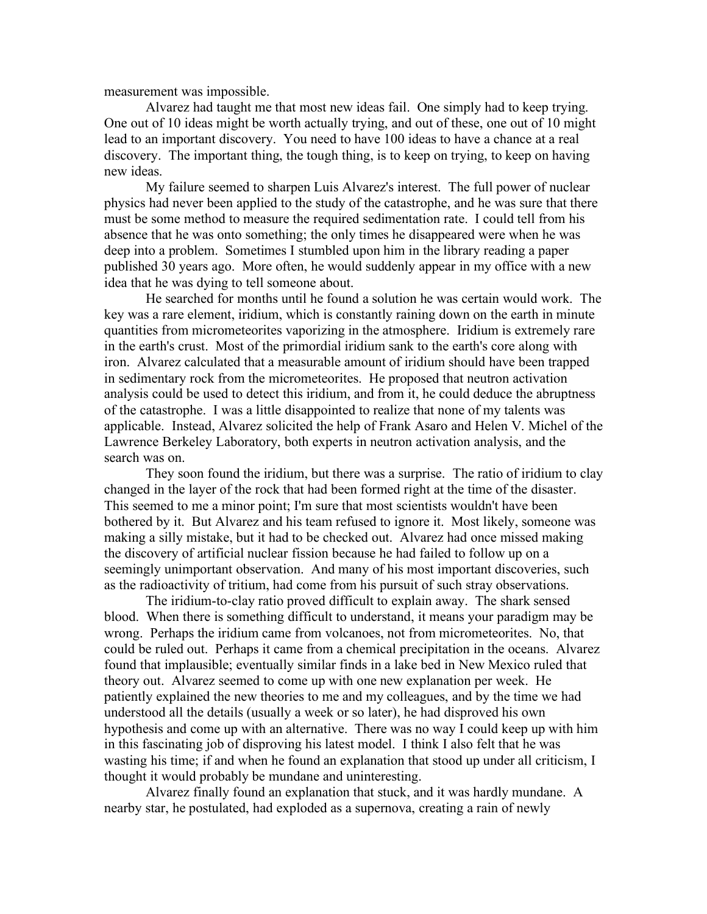measurement was impossible.

Alvarez had taught me that most new ideas fail. One simply had to keep trying. One out of 10 ideas might be worth actually trying, and out of these, one out of 10 might lead to an important discovery. You need to have 100 ideas to have a chance at a real discovery. The important thing, the tough thing, is to keep on trying, to keep on having new ideas.

My failure seemed to sharpen Luis Alvarez's interest. The full power of nuclear physics had never been applied to the study of the catastrophe, and he was sure that there must be some method to measure the required sedimentation rate. I could tell from his absence that he was onto something; the only times he disappeared were when he was deep into a problem. Sometimes I stumbled upon him in the library reading a paper published 30 years ago. More often, he would suddenly appear in my office with a new idea that he was dying to tell someone about.

He searched for months until he found a solution he was certain would work. The key was a rare element, iridium, which is constantly raining down on the earth in minute quantities from micrometeorites vaporizing in the atmosphere. Iridium is extremely rare in the earth's crust. Most of the primordial iridium sank to the earth's core along with iron. Alvarez calculated that a measurable amount of iridium should have been trapped in sedimentary rock from the micrometeorites. He proposed that neutron activation analysis could be used to detect this iridium, and from it, he could deduce the abruptness of the catastrophe. I was a little disappointed to realize that none of my talents was applicable. Instead, Alvarez solicited the help of Frank Asaro and Helen V. Michel of the Lawrence Berkeley Laboratory, both experts in neutron activation analysis, and the search was on.

They soon found the iridium, but there was a surprise. The ratio of iridium to clay changed in the layer of the rock that had been formed right at the time of the disaster. This seemed to me a minor point; I'm sure that most scientists wouldn't have been bothered by it. But Alvarez and his team refused to ignore it. Most likely, someone was making a silly mistake, but it had to be checked out. Alvarez had once missed making the discovery of artificial nuclear fission because he had failed to follow up on a seemingly unimportant observation. And many of his most important discoveries, such as the radioactivity of tritium, had come from his pursuit of such stray observations.

The iridium-to-clay ratio proved difficult to explain away. The shark sensed blood. When there is something difficult to understand, it means your paradigm may be wrong. Perhaps the iridium came from volcanoes, not from micrometeorites. No, that could be ruled out. Perhaps it came from a chemical precipitation in the oceans. Alvarez found that implausible; eventually similar finds in a lake bed in New Mexico ruled that theory out. Alvarez seemed to come up with one new explanation per week. He patiently explained the new theories to me and my colleagues, and by the time we had understood all the details (usually a week or so later), he had disproved his own hypothesis and come up with an alternative. There was no way I could keep up with him in this fascinating job of disproving his latest model. I think I also felt that he was wasting his time; if and when he found an explanation that stood up under all criticism, I thought it would probably be mundane and uninteresting.

Alvarez finally found an explanation that stuck, and it was hardly mundane. A nearby star, he postulated, had exploded as a supernova, creating a rain of newly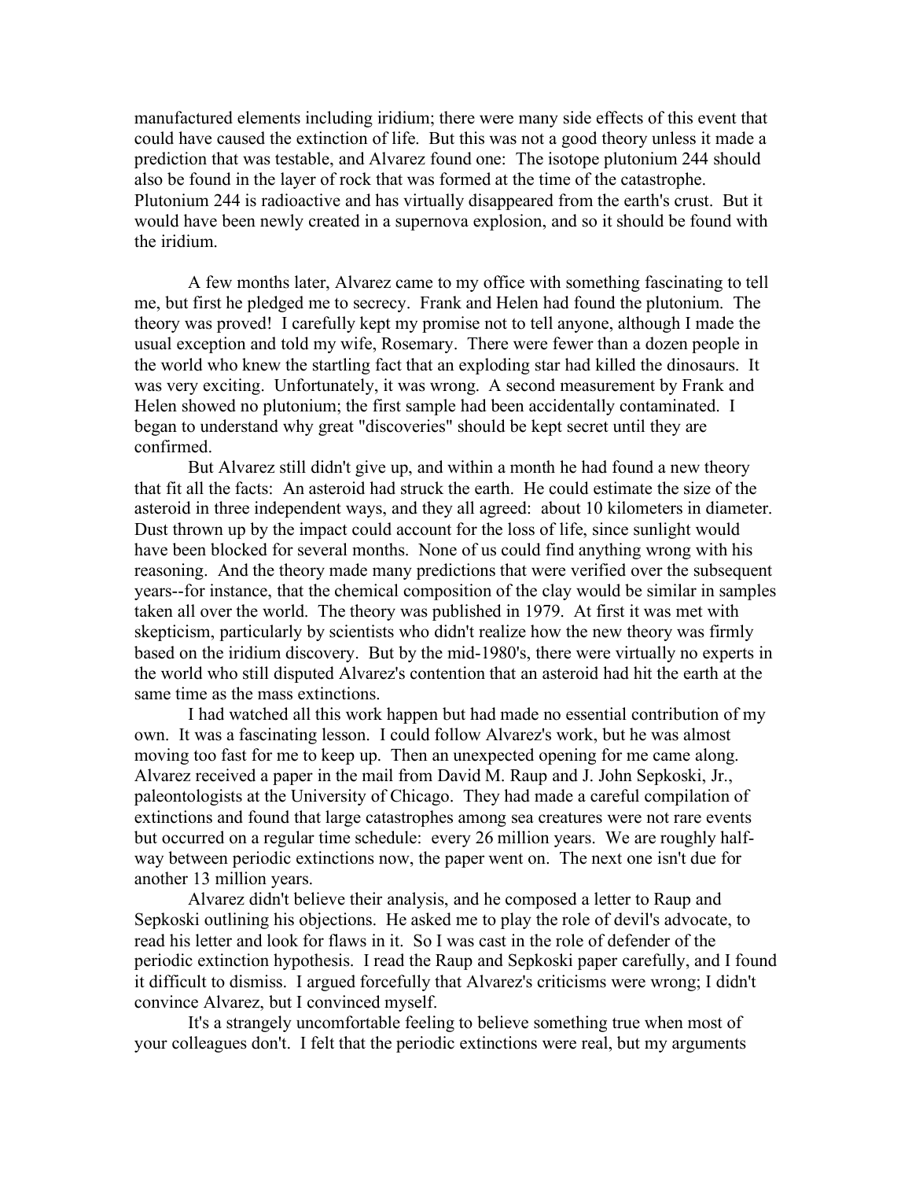manufactured elements including iridium; there were many side effects of this event that could have caused the extinction of life. But this was not a good theory unless it made a prediction that was testable, and Alvarez found one: The isotope plutonium 244 should also be found in the layer of rock that was formed at the time of the catastrophe. Plutonium 244 is radioactive and has virtually disappeared from the earth's crust. But it would have been newly created in a supernova explosion, and so it should be found with the iridium.

A few months later, Alvarez came to my office with something fascinating to tell me, but first he pledged me to secrecy. Frank and Helen had found the plutonium. The theory was proved! I carefully kept my promise not to tell anyone, although I made the usual exception and told my wife, Rosemary. There were fewer than a dozen people in the world who knew the startling fact that an exploding star had killed the dinosaurs. It was very exciting. Unfortunately, it was wrong. A second measurement by Frank and Helen showed no plutonium; the first sample had been accidentally contaminated. I began to understand why great "discoveries" should be kept secret until they are confirmed.

But Alvarez still didn't give up, and within a month he had found a new theory that fit all the facts: An asteroid had struck the earth. He could estimate the size of the asteroid in three independent ways, and they all agreed: about 10 kilometers in diameter. Dust thrown up by the impact could account for the loss of life, since sunlight would have been blocked for several months. None of us could find anything wrong with his reasoning. And the theory made many predictions that were verified over the subsequent years--for instance, that the chemical composition of the clay would be similar in samples taken all over the world. The theory was published in 1979. At first it was met with skepticism, particularly by scientists who didn't realize how the new theory was firmly based on the iridium discovery. But by the mid-1980's, there were virtually no experts in the world who still disputed Alvarez's contention that an asteroid had hit the earth at the same time as the mass extinctions.

I had watched all this work happen but had made no essential contribution of my own. It was a fascinating lesson. I could follow Alvarez's work, but he was almost moving too fast for me to keep up. Then an unexpected opening for me came along. Alvarez received a paper in the mail from David M. Raup and J. John Sepkoski, Jr., paleontologists at the University of Chicago. They had made a careful compilation of extinctions and found that large catastrophes among sea creatures were not rare events but occurred on a regular time schedule: every 26 million years. We are roughly half-way between periodic extinctions now, the paper went on. The next one isn't due for another 13 million years.

Alvarez didn't believe their analysis, and he composed a letter to Raup and Sepkoski outlining his objections. He asked me to play the role of devil's advocate, to read his letter and look for flaws in it. So I was cast in the role of defender of the periodic extinction hypothesis. I read the Raup and Sepkoski paper carefully, and I found it difficult to dismiss. I argued forcefully that Alvarez's criticisms were wrong; I didn't convince Alvarez, but I convinced myself.

It's a strangely uncomfortable feeling to believe something true when most of your colleagues don't. I felt that the periodic extinctions were real, but my arguments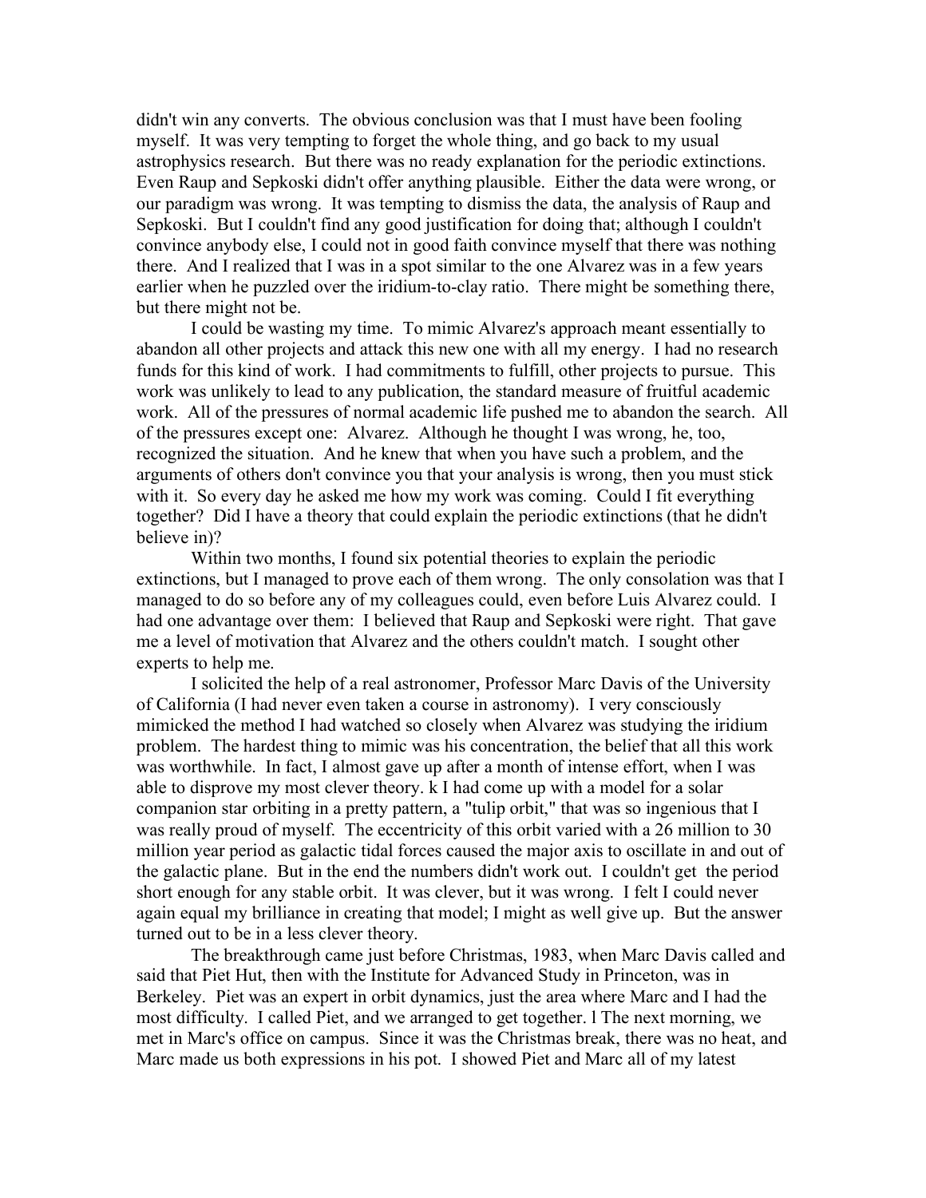didn't win any converts. The obvious conclusion was that I must have been fooling myself. It was very tempting to forget the whole thing, and go back to my usual astrophysics research. But there was no ready explanation for the periodic extinctions. Even Raup and Sepkoski didn't offer anything plausible. Either the data were wrong, or our paradigm was wrong. It was tempting to dismiss the data, the analysis of Raup and Sepkoski. But I couldn't find any good justification for doing that; although I couldn't convince anybody else, I could not in good faith convince myself that there was nothing there. And I realized that I was in a spot similar to the one Alvarez was in a few years earlier when he puzzled over the iridium-to-clay ratio. There might be something there, but there might not be.

I could be wasting my time. To mimic Alvarez's approach meant essentially to abandon all other projects and attack this new one with all my energy. I had no research funds for this kind of work. I had commitments to fulfill, other projects to pursue. This work was unlikely to lead to any publication, the standard measure of fruitful academic work. All of the pressures of normal academic life pushed me to abandon the search. All of the pressures except one: Alvarez. Although he thought I was wrong, he, too, recognized the situation. And he knew that when you have such a problem, and the arguments of others don't convince you that your analysis is wrong, then you must stick with it. So every day he asked me how my work was coming. Could I fit everything together? Did I have a theory that could explain the periodic extinctions (that he didn't believe in)?

Within two months, I found six potential theories to explain the periodic extinctions, but I managed to prove each of them wrong. The only consolation was that I managed to do so before any of my colleagues could, even before Luis Alvarez could. I had one advantage over them: I believed that Raup and Sepkoski were right. That gave me a level of motivation that Alvarez and the others couldn't match. I sought other experts to help me.

I solicited the help of a real astronomer, Professor Marc Davis of the University of California (I had never even taken a course in astronomy). I very consciously mimicked the method I had watched so closely when Alvarez was studying the iridium problem. The hardest thing to mimic was his concentration, the belief that all this work was worthwhile. In fact, I almost gave up after a month of intense effort, when I was able to disprove my most clever theory. k I had come up with a model for a solar companion star orbiting in a pretty pattern, a "tulip orbit," that was so ingenious that I was really proud of myself. The eccentricity of this orbit varied with a 26 million to 30 million year period as galactic tidal forces caused the major axis to oscillate in and out of the galactic plane. But in the end the numbers didn't work out. I couldn't get the period short enough for any stable orbit. It was clever, but it was wrong. I felt I could never again equal my brilliance in creating that model; I might as well give up. But the answer turned out to be in a less clever theory.

The breakthrough came just before Christmas, 1983, when Marc Davis called and said that Piet Hut, then with the Institute for Advanced Study in Princeton, was in Berkeley. Piet was an expert in orbit dynamics, just the area where Marc and I had the most difficulty. I called Piet, and we arranged to get together. l The next morning, we met in Marc's office on campus. Since it was the Christmas break, there was no heat, and Marc made us both expressions in his pot. I showed Piet and Marc all of my latest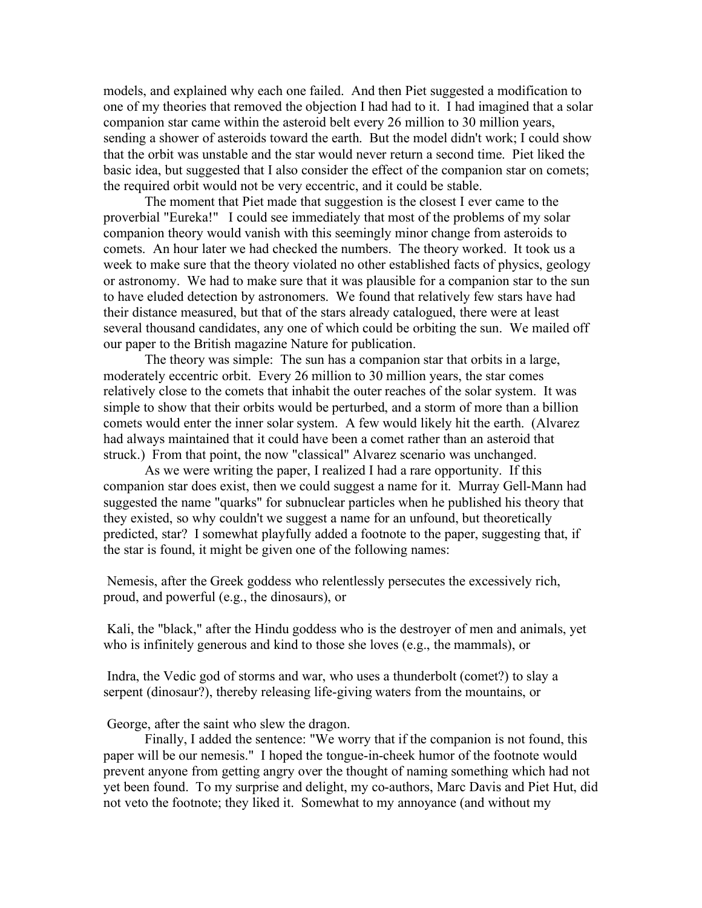models, and explained why each one failed. And then Piet suggested a modification to one of my theories that removed the objection I had had to it. I had imagined that a solar companion star came within the asteroid belt every 26 million to 30 million years, sending a shower of asteroids toward the earth. But the model didn't work; I could show that the orbit was unstable and the star would never return a second time. Piet liked the basic idea, but suggested that I also consider the effect of the companion star on comets; the required orbit would not be very eccentric, and it could be stable.

The moment that Piet made that suggestion is the closest I ever came to the proverbial "Eureka!" I could see immediately that most of the problems of my solar companion theory would vanish with this seemingly minor change from asteroids to comets. An hour later we had checked the numbers. The theory worked. It took us a week to make sure that the theory violated no other established facts of physics, geology or astronomy. We had to make sure that it was plausible for a companion star to the sun to have eluded detection by astronomers. We found that relatively few stars have had their distance measured, but that of the stars already catalogued, there were at least several thousand candidates, any one of which could be orbiting the sun. We mailed off our paper to the British magazine Nature for publication.

The theory was simple: The sun has a companion star that orbits in a large, moderately eccentric orbit. Every 26 million to 30 million years, the star comes relatively close to the comets that inhabit the outer reaches of the solar system. It was simple to show that their orbits would be perturbed, and a storm of more than a billion comets would enter the inner solar system. A few would likely hit the earth. (Alvarez had always maintained that it could have been a comet rather than an asteroid that struck.) From that point, the now "classical" Alvarez scenario was unchanged.

As we were writing the paper, I realized I had a rare opportunity. If this companion star does exist, then we could suggest a name for it. Murray Gell-Mann had suggested the name "quarks" for subnuclear particles when he published his theory that they existed, so why couldn't we suggest a name for an unfound, but theoretically predicted, star? I somewhat playfully added a footnote to the paper, suggesting that, if the star is found, it might be given one of the following names:

Nemesis, after the Greek goddess who relentlessly persecutes the excessively rich, proud, and powerful (e.g., the dinosaurs), or

Kali, the "black," after the Hindu goddess who is the destroyer of men and animals, yet who is infinitely generous and kind to those she loves (e.g., the mammals), or

Indra, the Vedic god of storms and war, who uses a thunderbolt (comet?) to slay a serpent (dinosaur?), thereby releasing life-giving waters from the mountains, or

George, after the saint who slew the dragon.

Finally, I added the sentence: "We worry that if the companion is not found, this paper will be our nemesis." I hoped the tongue-in-cheek humor of the footnote would prevent anyone from getting angry over the thought of naming something which had not yet been found. To my surprise and delight, my co-authors, Marc Davis and Piet Hut, did not veto the footnote; they liked it. Somewhat to my annoyance (and without my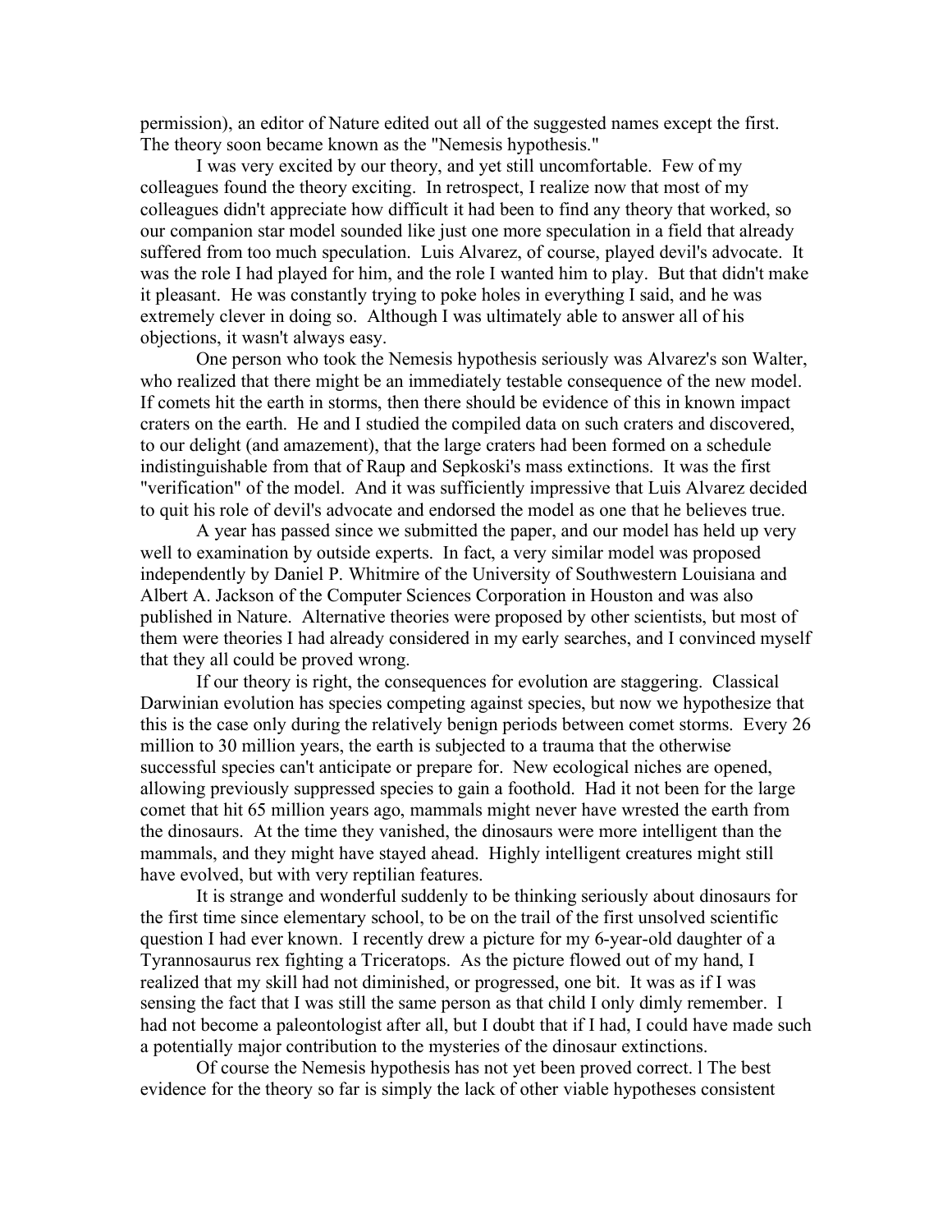permission), an editor of Nature edited out all of the suggested names except the first. The theory soon became known as the "Nemesis hypothesis."

I was very excited by our theory, and yet still uncomfortable. Few of my colleagues found the theory exciting. In retrospect, I realize now that most of my colleagues didn't appreciate how difficult it had been to find any theory that worked, so our companion star model sounded like just one more speculation in a field that already suffered from too much speculation. Luis Alvarez, of course, played devil's advocate. It was the role I had played for him, and the role I wanted him to play. But that didn't make it pleasant. He was constantly trying to poke holes in everything I said, and he was extremely clever in doing so. Although I was ultimately able to answer all of his objections, it wasn't always easy.

One person who took the Nemesis hypothesis seriously was Alvarez's son Walter, who realized that there might be an immediately testable consequence of the new model. If comets hit the earth in storms, then there should be evidence of this in known impact craters on the earth. He and I studied the compiled data on such craters and discovered, to our delight (and amazement), that the large craters had been formed on a schedule indistinguishable from that of Raup and Sepkoski's mass extinctions. It was the first "verification" of the model. And it was sufficiently impressive that Luis Alvarez decided to quit his role of devil's advocate and endorsed the model as one that he believes true.

A year has passed since we submitted the paper, and our model has held up very well to examination by outside experts. In fact, a very similar model was proposed independently by Daniel P. Whitmire of the University of Southwestern Louisiana and Albert A. Jackson of the Computer Sciences Corporation in Houston and was also published in Nature. Alternative theories were proposed by other scientists, but most of them were theories I had already considered in my early searches, and I convinced myself that they all could be proved wrong.

If our theory is right, the consequences for evolution are staggering. Classical Darwinian evolution has species competing against species, but now we hypothesize that this is the case only during the relatively benign periods between comet storms. Every 26 million to 30 million years, the earth is subjected to a trauma that the otherwise successful species can't anticipate or prepare for. New ecological niches are opened, allowing previously suppressed species to gain a foothold. Had it not been for the large comet that hit 65 million years ago, mammals might never have wrested the earth from the dinosaurs. At the time they vanished, the dinosaurs were more intelligent than the mammals, and they might have stayed ahead. Highly intelligent creatures might still have evolved, but with very reptilian features.

It is strange and wonderful suddenly to be thinking seriously about dinosaurs for the first time since elementary school, to be on the trail of the first unsolved scientific question I had ever known. I recently drew a picture for my 6-year-old daughter of a Tyrannosaurus rex fighting a Triceratops. As the picture flowed out of my hand, I realized that my skill had not diminished, or progressed, one bit. It was as if I was sensing the fact that I was still the same person as that child I only dimly remember. I had not become a paleontologist after all, but I doubt that if I had, I could have made such a potentially major contribution to the mysteries of the dinosaur extinctions.

Of course the Nemesis hypothesis has not yet been proved correct. l The best evidence for the theory so far is simply the lack of other viable hypotheses consistent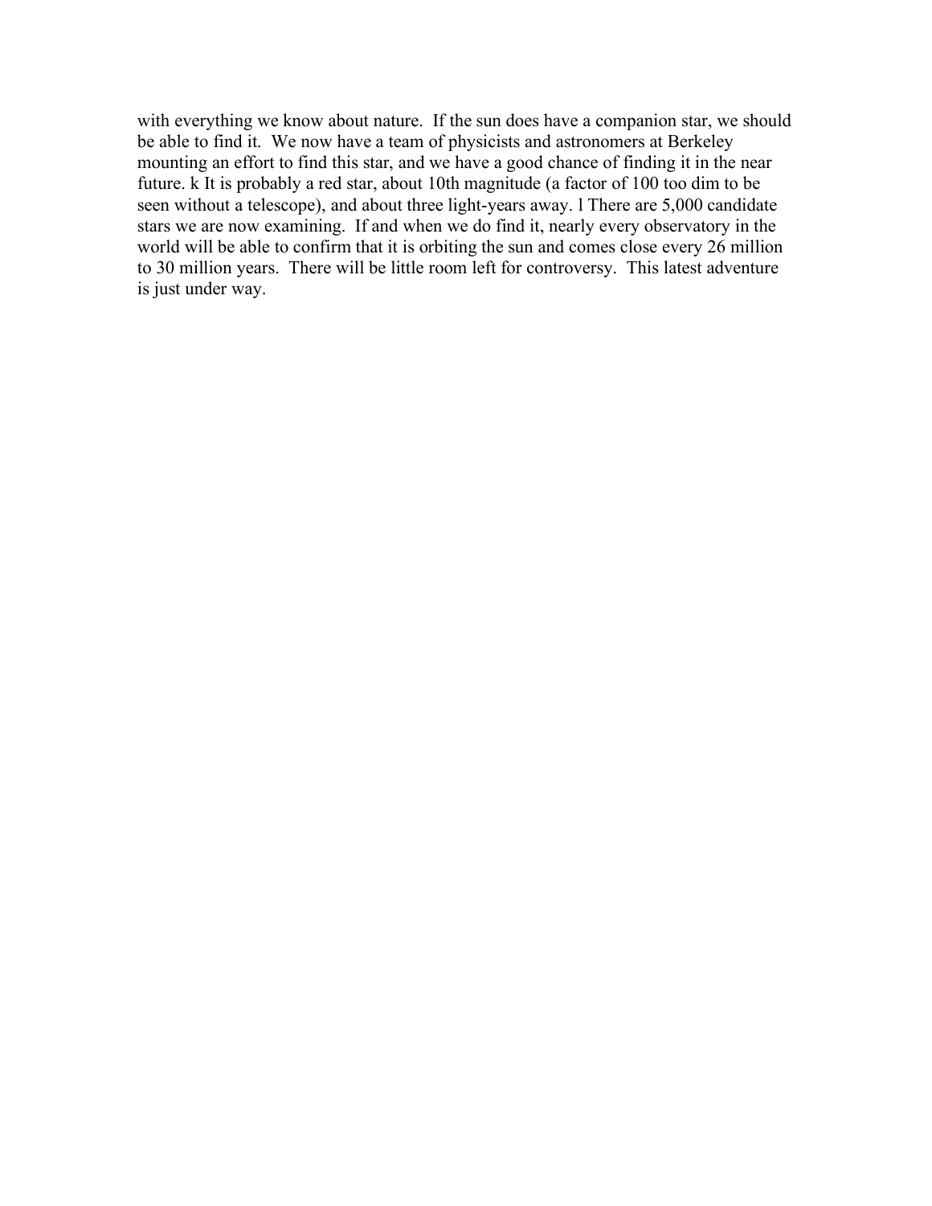with everything we know about nature. If the sun does have a companion star, we should be able to find it. We now have a team of physicists and astronomers at Berkeley mounting an effort to find this star, and we have a good chance of finding it in the near future. k It is probably a red star, about 10th magnitude (a factor of 100 too dim to be seen without a telescope), and about three light-years away. l There are 5,000 candidate stars we are now examining. If and when we do find it, nearly every observatory in the world will be able to confirm that it is orbiting the sun and comes close every 26 million to 30 million years. There will be little room left for controversy. This latest adventure is just under way.